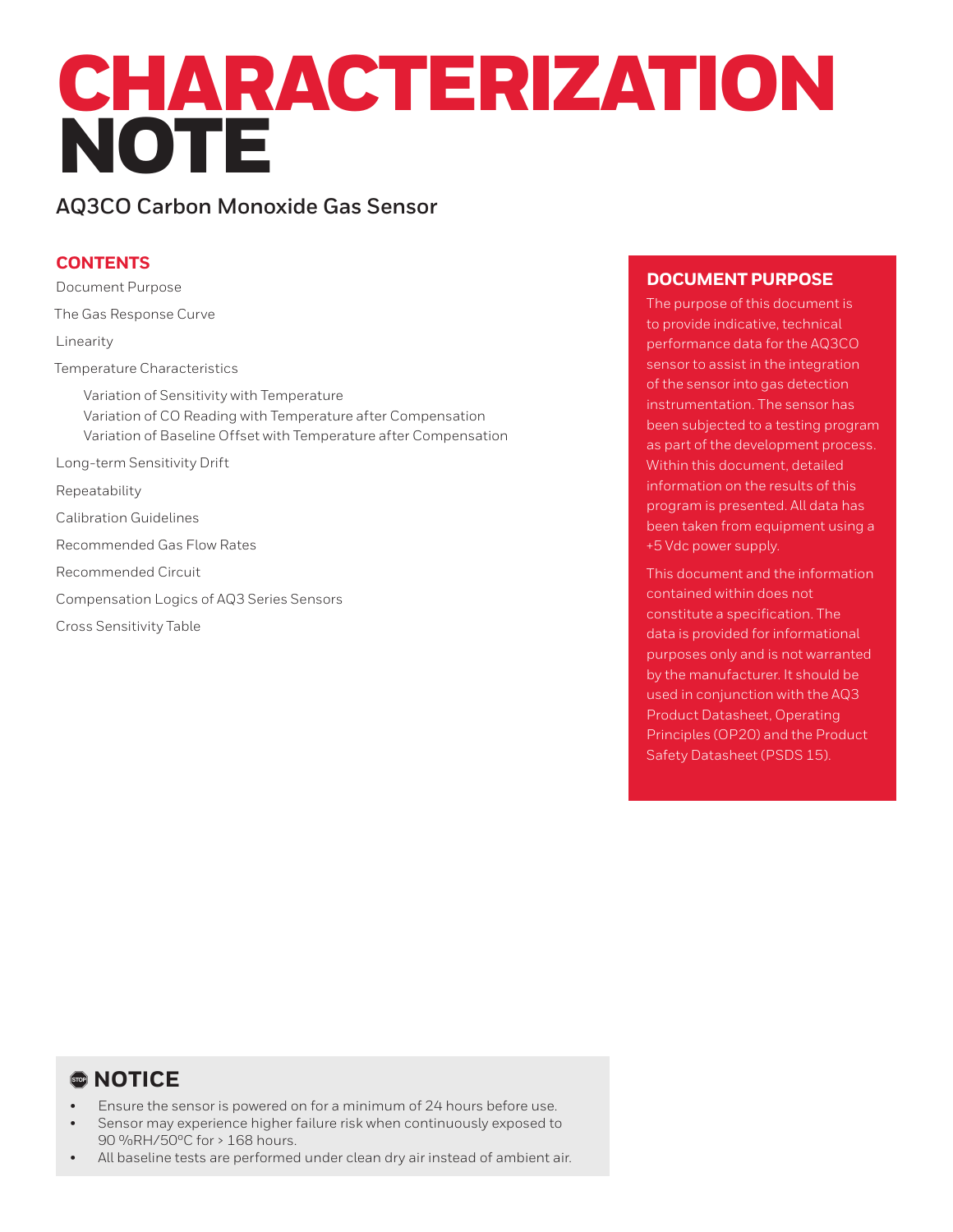# CHARACTERIZATION NOTE

## AQ3CO Carbon Monoxide Gas Sensor

### CONTENTS

Document Purpose

The Gas Response Curve

Linearity

Temperature Characteristics

- Variation of Sensitivity with Temperature
- Variation of CO Reading with Temperature after Compensation
- Variation of Baseline Offset with Temperature after Compensation

Long-term Sensitivity Drift

Repeatability

Calibration Guidelines

Recommended Gas Flow Rates

Recommended Circuit

Compensation Logics of AQ3 Series Sensors

Cross Sensitivity Table

### DOCUMENT PURPOSE

The purpose of this document is to provide indicative, technical performance data for the AQ3CO sensor to assist in the integration of the sensor into gas detection instrumentation. The sensor has been subjected to a testing program as part of the development process. Within this document, detailed information on the results of this program is presented. All data has been taken from equipment using a +5 Vdc power supply.

This document and the information contained within does not constitute a specification. The data is provided for informational purposes only and is not warranted by the manufacturer. It should be used in conjunction with the AQ3 Product Datasheet, Operating Principles (OP20) and the Product Safety Datasheet (PSDS 15).

### NOTICE

- Ensure the sensor is powered on for a minimum of 24 hours before use.
- Sensor may experience higher failure risk when continuously exposed to 90 %RH/50°C for > 168 hours.
- All baseline tests are performed under clean dry air instead of ambient air.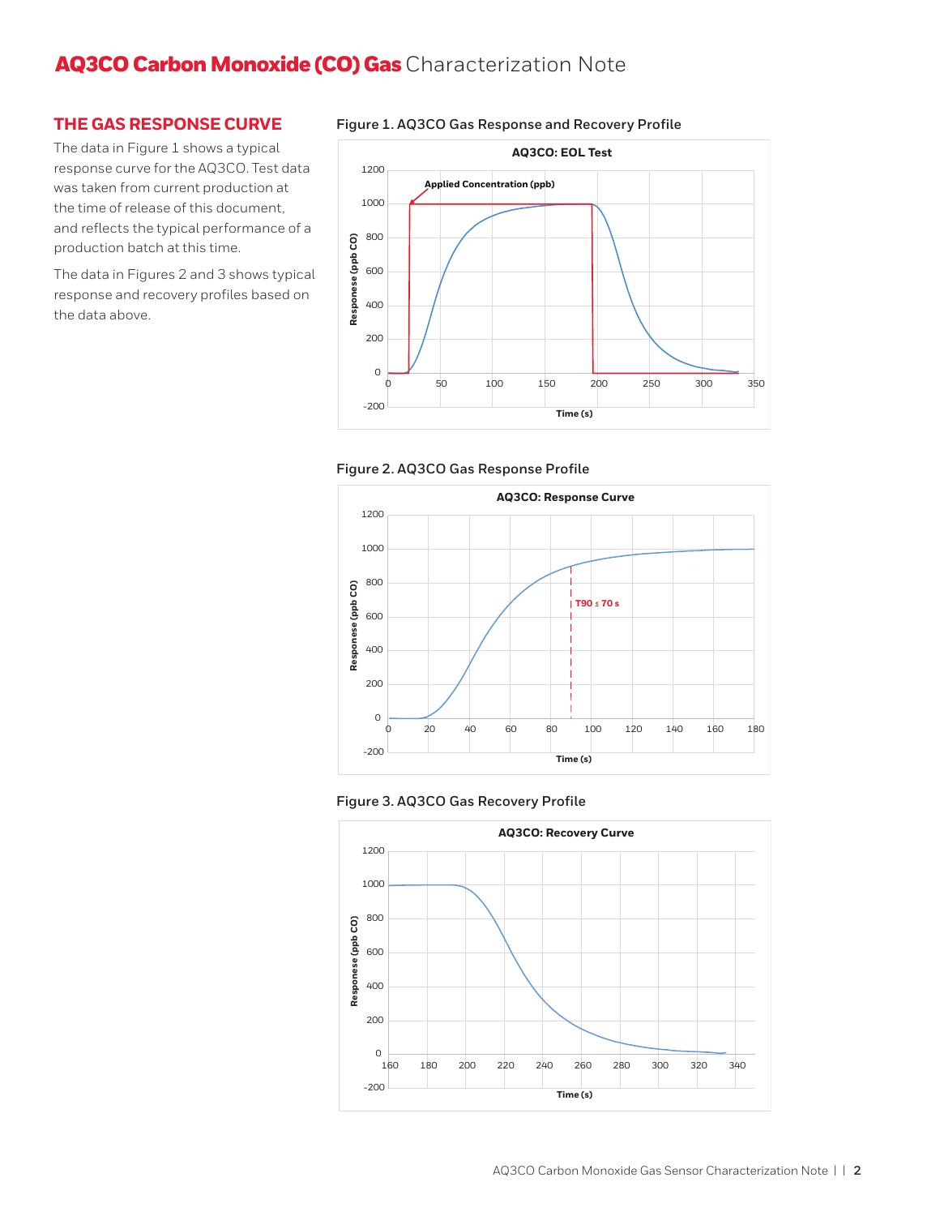# AQ3CO Carbon Monoxide (CO) Gas Characterization Note

## THE GAS RESPONSE CURVE

The data in Figure 1 shows a typical response curve for the AQ3CO. Test data was taken from current production at the time of release of this document, and reflects the typical performance of a production batch at this time.

The data in Figures 2 and 3 shows typical response and recovery profiles based on the data above.

**Figure 1. AQ3CO Gas Response and Recovery Profile**

**Figure 2. AQ3CO Gas Response Profile**

**Figure 3. AQ3CO Gas Recovery Profile**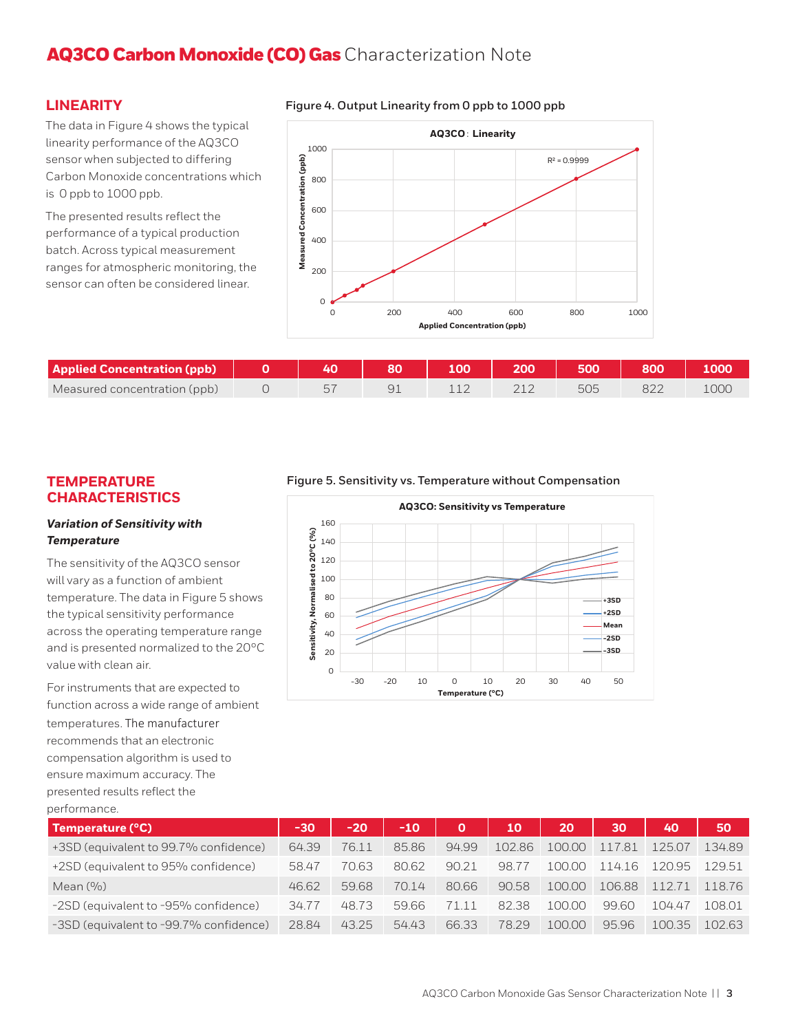# AQ3CO Carbon Monoxide (CO) Gas Characterization Note

## LINEARITY

The data in Figure 4 shows the typical linearity performance of the AQ3CO sensor when subjected to differing Carbon Monoxide concentrations which is 0 ppb to 1000 ppb.

The presented results reflect the performance of a typical production batch. Across typical measurement ranges for atmospheric monitoring, the sensor can often be considered linear.

**Figure 4. Output Linearity from 0 ppb to 1000 ppb**

| Applied Concentration (ppb) | 0 | 40 | 80 | 100 | 200 | 500 | 800 | 1000 |
|---|---|---|---|---|---|---|---|---|
| Measured concentration (ppb) | 0 | 57 | 91 | 112 | 212 | 505 | 822 | 1000 |

## TEMPERATURE CHARACTERISTICS

### *Variation of Sensitivity with Temperature*

The sensitivity of the AQ3CO sensor will vary as a function of ambient temperature. The data in Figure 5 shows the typical sensitivity performance across the operating temperature range and is presented normalized to the 20°C value with clean air.

For instruments that are expected to function across a wide range of ambient temperatures. The manufacturer recommends that an electronic compensation algorithm is used to ensure maximum accuracy. The presented results reflect the performance.

**Figure 5. Sensitivity vs. Temperature without Compensation**

| Temperature (°C) | -30 | -20 | -10 | 0 | 10 | 20 | 30 | 40 | 50 |
|---|---|---|---|---|---|---|---|---|---|
| +3SD (equivalent to 99.7% confidence) | 64.39 | 76.11 | 85.86 | 94.99 | 102.86 | 100.00 | 117.81 | 125.07 | 134.89 |
| +2SD (equivalent to 95% confidence) | 58.47 | 70.63 | 80.62 | 90.21 | 98.77 | 100.00 | 114.16 | 120.95 | 129.51 |
| Mean (%) | 46.62 | 59.68 | 70.14 | 80.66 | 90.58 | 100.00 | 106.88 | 112.71 | 118.76 |
| -2SD (equivalent to -95% confidence) | 34.77 | 48.73 | 59.66 | 71.11 | 82.38 | 100.00 | 99.60 | 104.47 | 108.01 |
| -3SD (equivalent to -99.7% confidence) | 28.84 | 43.25 | 54.43 | 66.33 | 78.29 | 100.00 | 95.96 | 100.35 | 102.63 |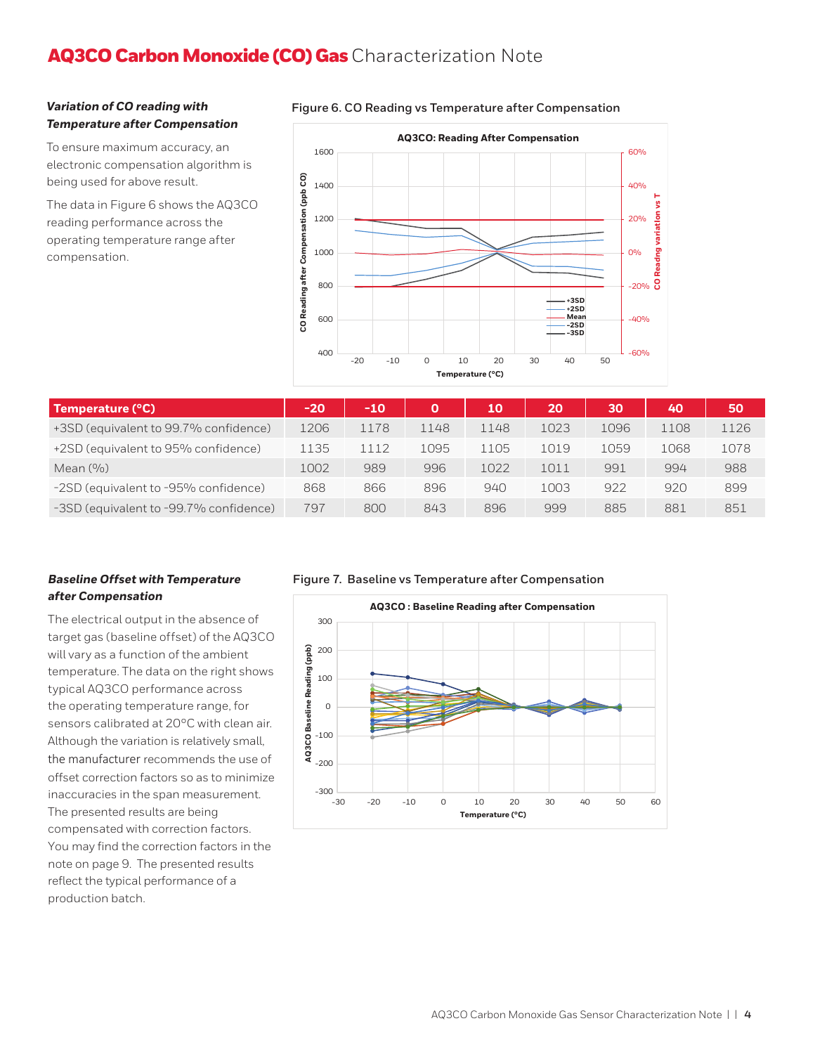# AQ3CO Carbon Monoxide (CO) Gas Characterization Note

***Variation of CO reading with Temperature after Compensation***

To ensure maximum accuracy, an electronic compensation algorithm is being used for above result.

The data in Figure 6 shows the AQ3CO reading performance across the operating temperature range after compensation.

Figure 6. CO Reading vs Temperature after Compensation

| Temperature (°C) | -20 | -10 | 0 | 10 | 20 | 30 | 40 | 50 |
|---|---|---|---|---|---|---|---|---|
| +3SD (equivalent to 99.7% confidence) | 1206 | 1178 | 1148 | 1148 | 1023 | 1096 | 1108 | 1126 |
| +2SD (equivalent to 95% confidence) | 1135 | 1112 | 1095 | 1105 | 1019 | 1059 | 1068 | 1078 |
| Mean (%) | 1002 | 989 | 996 | 1022 | 1011 | 991 | 994 | 988 |
| -2SD (equivalent to -95% confidence) | 868 | 866 | 896 | 940 | 1003 | 922 | 920 | 899 |
| -3SD (equivalent to -99.7% confidence) | 797 | 800 | 843 | 896 | 999 | 885 | 881 | 851 |

***Baseline Offset with Temperature after Compensation***

The electrical output in the absence of target gas (baseline offset) of the AQ3CO will vary as a function of the ambient temperature. The data on the right shows typical AQ3CO performance across the operating temperature range, for sensors calibrated at 20°C with clean air. Although the variation is relatively small, the manufacturer recommends the use of offset correction factors so as to minimize inaccuracies in the span measurement. The presented results are being compensated with correction factors. You may find the correction factors in the note on page 9. The presented results reflect the typical performance of a production batch.

Figure 7. Baseline vs Temperature after Compensation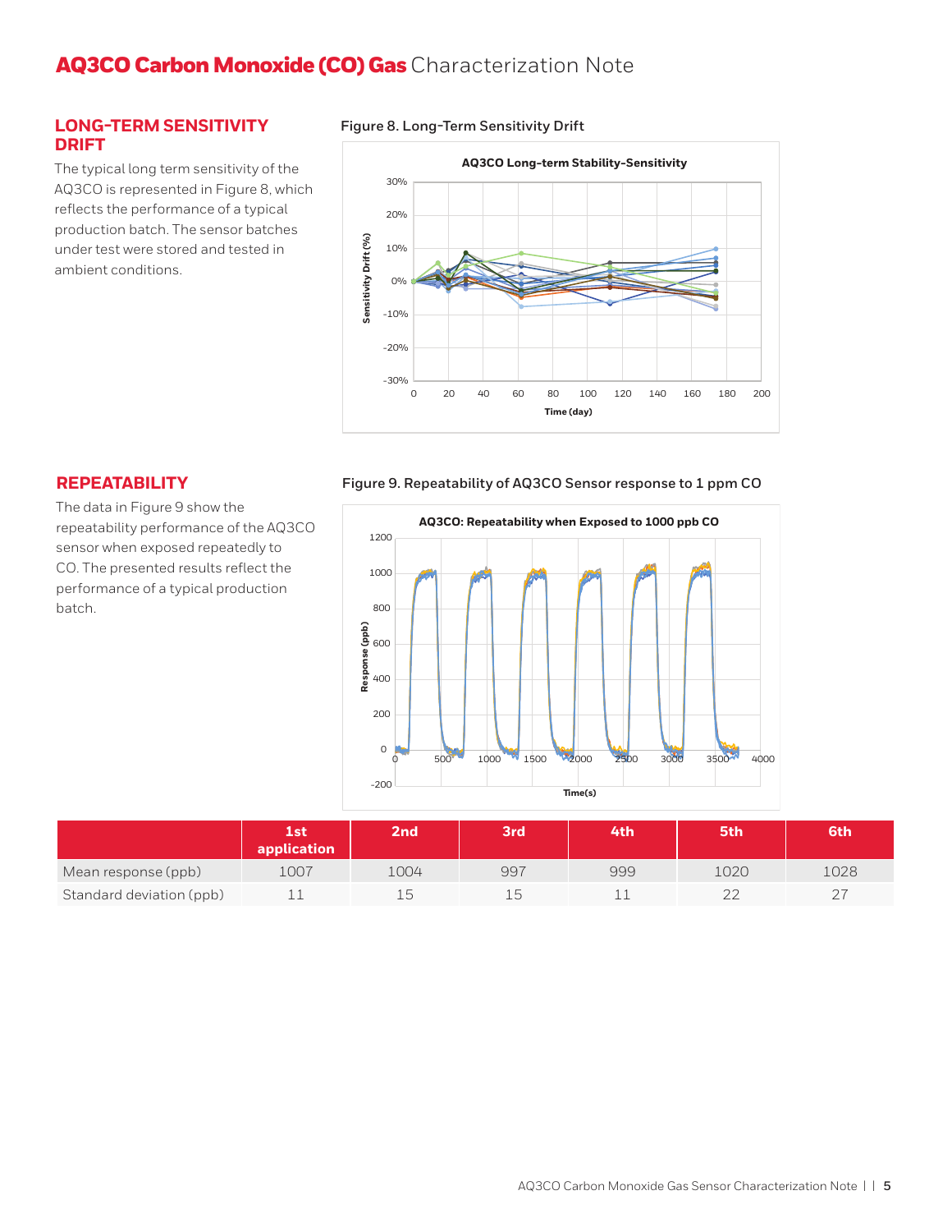## LONG-TERM SENSITIVITY DRIFT

The typical long term sensitivity of the AQ3CO is represented in Figure 8, which reflects the performance of a typical production batch. The sensor batches under test were stored and tested in ambient conditions.

Figure 8. Long-Term Sensitivity Drift

## REPEATABILITY

The data in Figure 9 show the repeatability performance of the AQ3CO sensor when exposed repeatedly to CO. The presented results reflect the performance of a typical production batch.

Figure 9. Repeatability of AQ3CO Sensor response to 1 ppm CO

| | 1st application | 2nd | 3rd | 4th | 5th | 6th |
|---|---|---|---|---|---|---|
| Mean response (ppb) | 1007 | 1004 | 997 | 999 | 1020 | 1028 |
| Standard deviation (ppb) | 11 | 15 | 15 | 11 | 22 | 27 |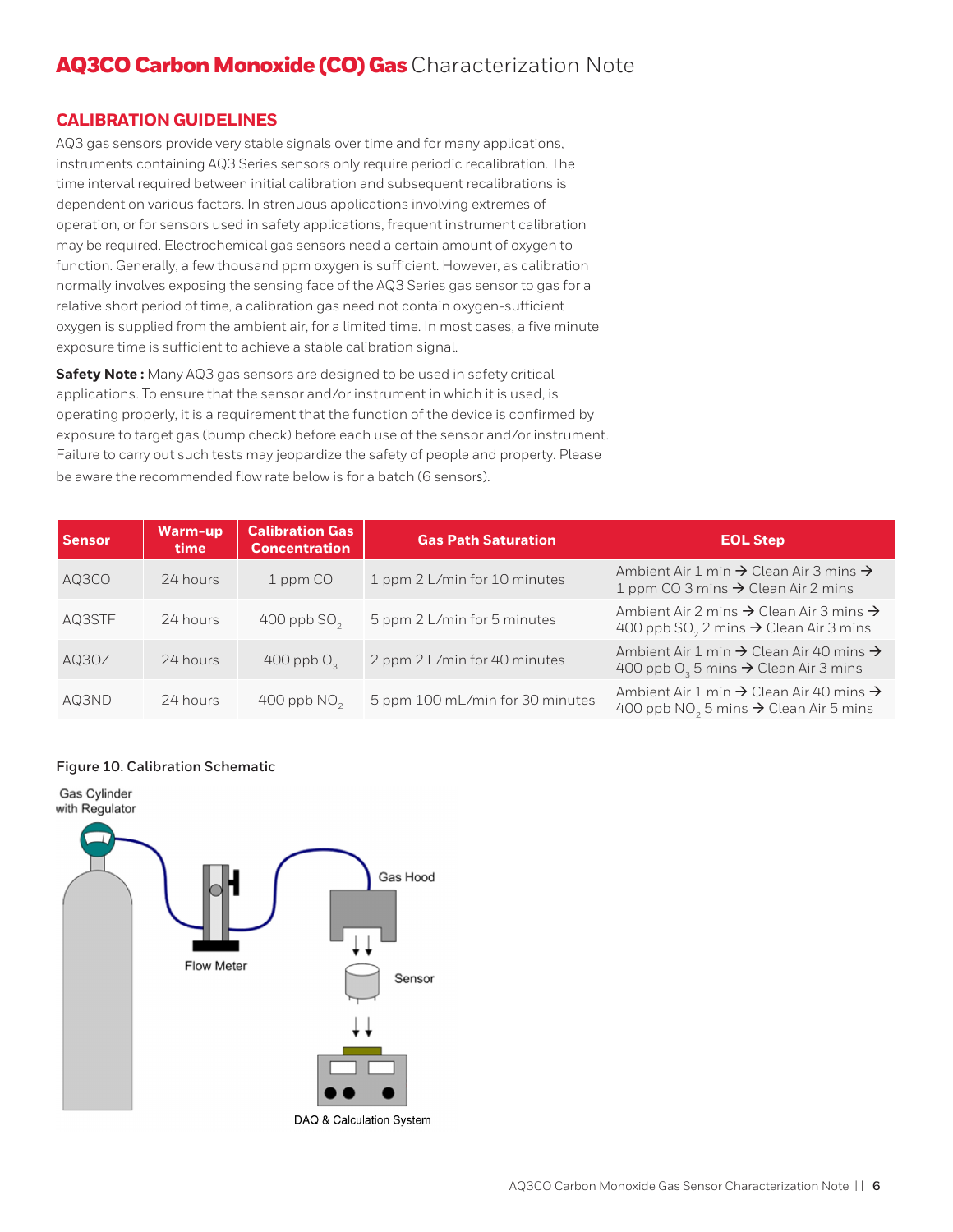# **AQ3CO Carbon Monoxide (CO) Gas** Characterization Note

## CALIBRATION GUIDELINES

AQ3 gas sensors provide very stable signals over time and for many applications, instruments containing AQ3 Series sensors only require periodic recalibration. The time interval required between initial calibration and subsequent recalibrations is dependent on various factors. In strenuous applications involving extremes of operation, or for sensors used in safety applications, frequent instrument calibration may be required. Electrochemical gas sensors need a certain amount of oxygen to function. Generally, a few thousand ppm oxygen is sufficient. However, as calibration normally involves exposing the sensing face of the AQ3 Series gas sensor to gas for a relative short period of time, a calibration gas need not contain oxygen-sufficient oxygen is supplied from the ambient air, for a limited time. In most cases, a five minute exposure time is sufficient to achieve a stable calibration signal.

**Safety Note :** Many AQ3 gas sensors are designed to be used in safety critical applications. To ensure that the sensor and/or instrument in which it is used, is operating properly, it is a requirement that the function of the device is confirmed by exposure to target gas (bump check) before each use of the sensor and/or instrument. Failure to carry out such tests may jeopardize the safety of people and property. Please be aware the recommended flow rate below is for a batch (6 sensors).

| Sensor | Warm-up time | Calibration Gas Concentration | Gas Path Saturation | EOL Step |
|---|---|---|---|---|
| AQ3CO | 24 hours | 1 ppm CO | 1 ppm 2 L/min for 10 minutes | Ambient Air 1 min → Clean Air 3 mins → 1 ppm CO 3 mins → Clean Air 2 mins |
| AQ3STF | 24 hours | 400 ppb $SO_2$ | 5 ppm 2 L/min for 5 minutes | Ambient Air 2 mins → Clean Air 3 mins → 400 ppb $SO_2$ 2 mins → Clean Air 3 mins |
| AQ3OZ | 24 hours | 400 ppb $O_3$ | 2 ppm 2 L/min for 40 minutes | Ambient Air 1 min → Clean Air 40 mins → 400 ppb $O_3$ 5 mins → Clean Air 3 mins |
| AQ3ND | 24 hours | 400 ppb $NO_2$ | 5 ppm 100 mL/min for 30 minutes | Ambient Air 1 min → Clean Air 40 mins → 400 ppb $NO_2$ 5 mins → Clean Air 5 mins |

**Figure 10. Calibration Schematic**

Gas Cylinder with Regulator

Flow Meter

Gas Hood

Sensor

DAQ & Calculation System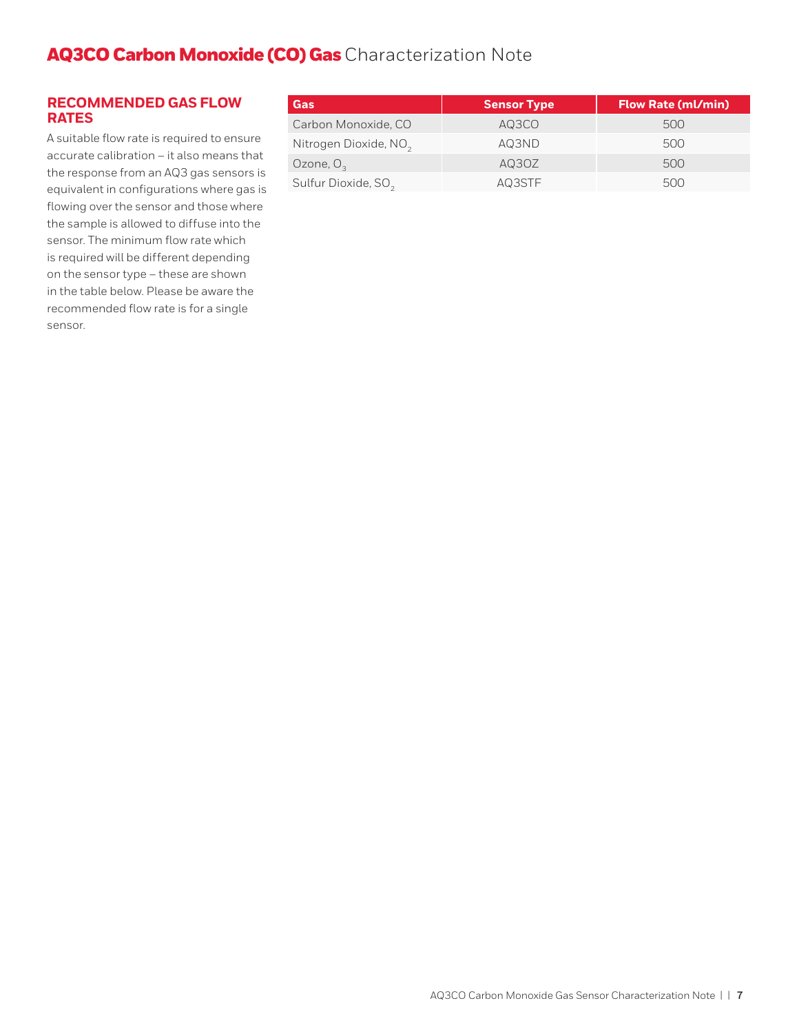## RECOMMENDED GAS FLOW RATES

A suitable flow rate is required to ensure accurate calibration – it also means that the response from an AQ3 gas sensors is equivalent in configurations where gas is flowing over the sensor and those where the sample is allowed to diffuse into the sensor. The minimum flow rate which is required will be different depending on the sensor type – these are shown in the table below. Please be aware the recommended flow rate is for a single sensor.

| Gas | Sensor Type | Flow Rate (ml/min) |
| --- | --- | --- |
| Carbon Monoxide, $CO$ | AQ3CO | 500 |
| Nitrogen Dioxide, $NO_2$ | AQ3ND | 500 |
| Ozone, $O_3$ | AQ3OZ | 500 |
| Sulfur Dioxide, $SO_2$ | AQ3STF | 500 |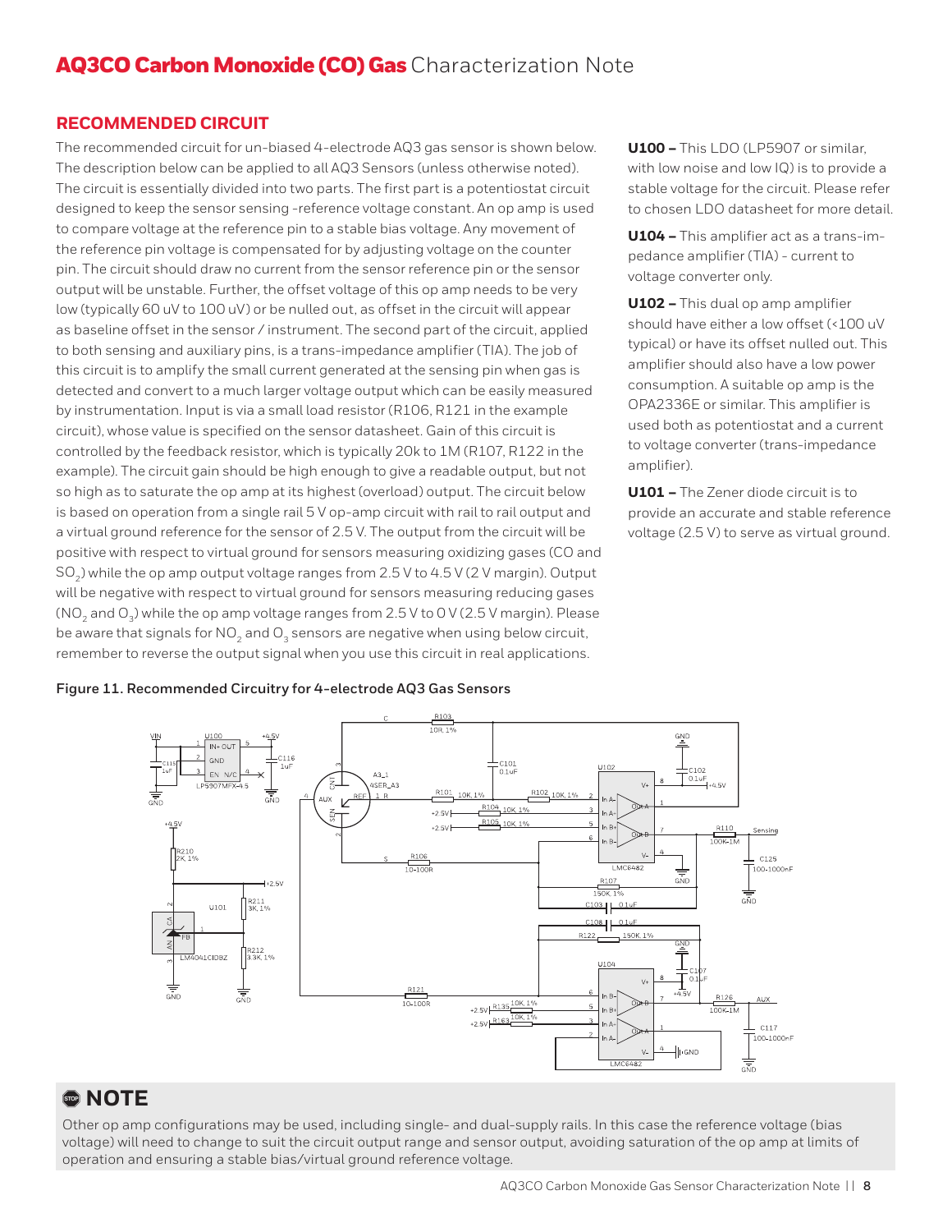## RECOMMENDED CIRCUIT

The recommended circuit for un-biased 4-electrode AQ3 gas sensor is shown below. The description below can be applied to all AQ3 Sensors (unless otherwise noted). The circuit is essentially divided into two parts. The first part is a potentiostat circuit designed to keep the sensor sensing -reference voltage constant. An op amp is used to compare voltage at the reference pin to a stable bias voltage. Any movement of the reference pin voltage is compensated for by adjusting voltage on the counter pin. The circuit should draw no current from the sensor reference pin or the sensor output will be unstable. Further, the offset voltage of this op amp needs to be very low (typically 60 uV to 100 uV) or be nulled out, as offset in the circuit will appear as baseline offset in the sensor / instrument. The second part of the circuit, applied to both sensing and auxiliary pins, is a trans-impedance amplifier (TIA). The job of this circuit is to amplify the small current generated at the sensing pin when gas is detected and convert to a much larger voltage output which can be easily measured by instrumentation. Input is via a small load resistor (R106, R121 in the example circuit), whose value is specified on the sensor datasheet. Gain of this circuit is controlled by the feedback resistor, which is typically 20k to 1M (R107, R122 in the example). The circuit gain should be high enough to give a readable output, but not so high as to saturate the op amp at its highest (overload) output. The circuit below is based on operation from a single rail 5 V op-amp circuit with rail to rail output and a virtual ground reference for the sensor of 2.5 V. The output from the circuit will be positive with respect to virtual ground for sensors measuring oxidizing gases (CO and $SO_2$) while the op amp output voltage ranges from 2.5 V to 4.5 V (2 V margin). Output will be negative with respect to virtual ground for sensors measuring reducing gases ($NO_2$ and $O_3$) while the op amp voltage ranges from 2.5 V to 0 V (2.5 V margin). Please be aware that signals for $NO_2$ and $O_3$ sensors are negative when using below circuit, remember to reverse the output signal when you use this circuit in real applications.

**U100 –** This LDO (LP5907 or similar, with low noise and low IQ) is to provide a stable voltage for the circuit. Please refer to chosen LDO datasheet for more detail.

**U104 –** This amplifier act as a trans-impedance amplifier (TIA) - current to voltage converter only.

**U102 –** This dual op amp amplifier should have either a low offset (<100 uV typical) or have its offset nulled out. This amplifier should also have a low power consumption. A suitable op amp is the OPA2336E or similar. This amplifier is used both as potentiostat and a current to voltage converter (trans-impedance amplifier).

**U101 –** The Zener diode circuit is to provide an accurate and stable reference voltage (2.5 V) to serve as virtual ground.

**Figure 11. Recommended Circuitry for 4-electrode AQ3 Gas Sensors**

## NOTE

Other op amp configurations may be used, including single- and dual-supply rails. In this case the reference voltage (bias voltage) will need to change to suit the circuit output range and sensor output, avoiding saturation of the op amp at limits of operation and ensuring a stable bias/virtual ground reference voltage.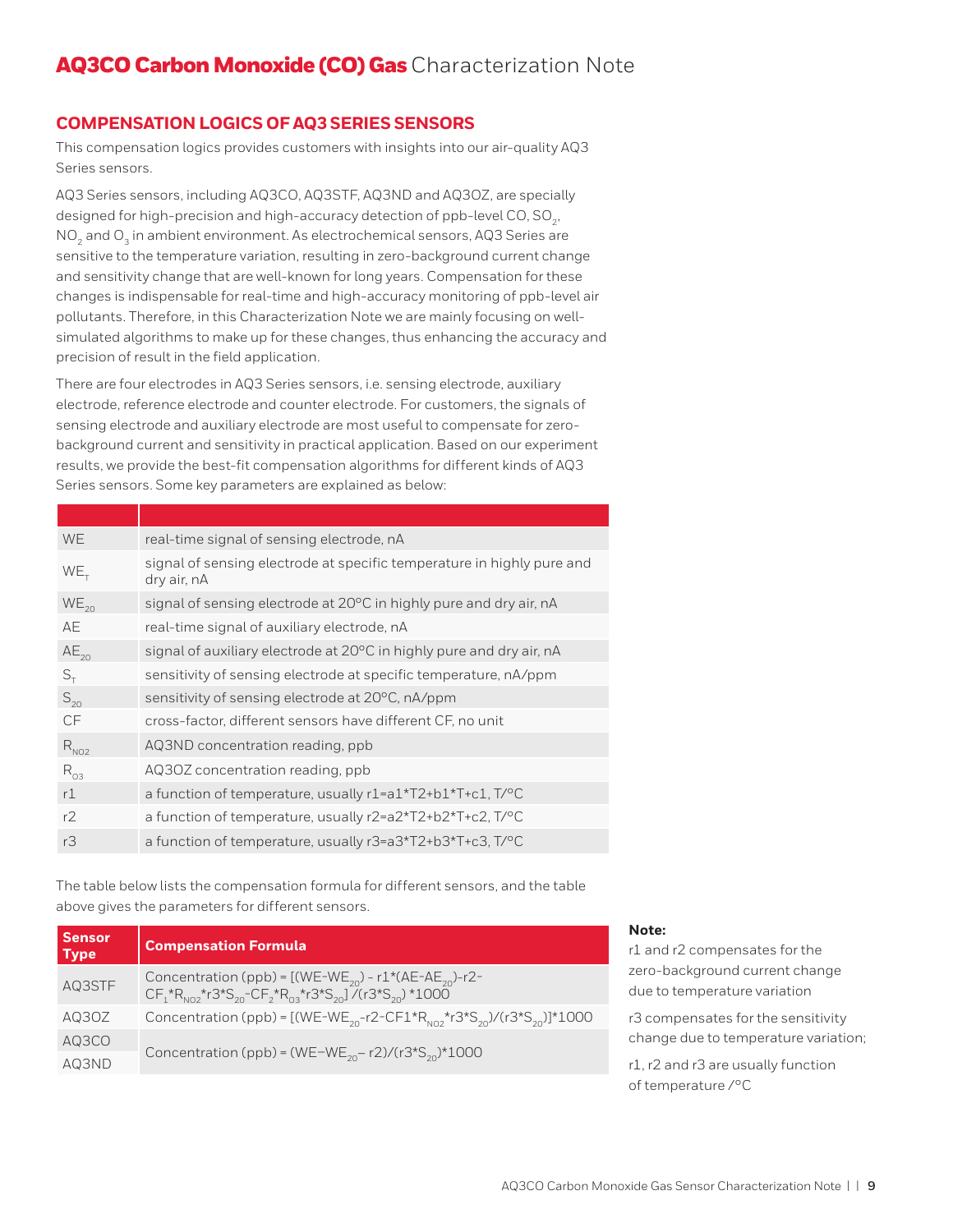# AQ3CO Carbon Monoxide (CO) Gas Characterization Note

## COMPENSATION LOGICS OF AQ3 SERIES SENSORS

This compensation logics provides customers with insights into our air-quality AQ3 Series sensors.

AQ3 Series sensors, including AQ3CO, AQ3STF, AQ3ND and AQ3OZ, are specially designed for high-precision and high-accuracy detection of ppb-level CO, $SO_2$, $NO_2$ and $O_3$ in ambient environment. As electrochemical sensors, AQ3 Series are sensitive to the temperature variation, resulting in zero-background current change and sensitivity change that are well-known for long years. Compensation for these changes is indispensable for real-time and high-accuracy monitoring of ppb-level air pollutants. Therefore, in this Characterization Note we are mainly focusing on well-simulated algorithms to make up for these changes, thus enhancing the accuracy and precision of result in the field application.

There are four electrodes in AQ3 Series sensors, i.e. sensing electrode, auxiliary electrode, reference electrode and counter electrode. For customers, the signals of sensing electrode and auxiliary electrode are most useful to compensate for zero-background current and sensitivity in practical application. Based on our experiment results, we provide the best-fit compensation algorithms for different kinds of AQ3 Series sensors. Some key parameters are explained as below:

| | |
|---|---|
| WE | real-time signal of sensing electrode, nA |
| $WE_T$ | signal of sensing electrode at specific temperature in highly pure and dry air, nA |
| $WE_{20}$ | signal of sensing electrode at 20°C in highly pure and dry air, nA |
| AE | real-time signal of auxiliary electrode, nA |
| $AE_{20}$ | signal of auxiliary electrode at 20°C in highly pure and dry air, nA |
| $S_T$ | sensitivity of sensing electrode at specific temperature, nA/ppm |
| $S_{20}$ | sensitivity of sensing electrode at 20°C, nA/ppm |
| CF | cross-factor, different sensors have different CF, no unit |
| $R_{NO2}$ | AQ3ND concentration reading, ppb |
| $R_{O3}$ | AQ3OZ concentration reading, ppb |
| r1 | a function of temperature, usually r1=a1*T2+b1*T+c1, T/°C |
| r2 | a function of temperature, usually r2=a2*T2+b2*T+c2, T/°C |
| r3 | a function of temperature, usually r3=a3*T2+b3*T+c3, T/°C |

The table below lists the compensation formula for different sensors, and the table above gives the parameters for different sensors.

| Sensor Type | Compensation Formula |
|---|---|
| AQ3STF | Concentration (ppb) = $[(WE-WE_{20}) - r1*(AE-AE_{20})-r2-CF_1*R_{NO2}*r3*S_{20}-CF_2*R_{O3}*r3*S_{20}] / (r3*S_{20}) *1000$ |
| AQ3OZ | Concentration (ppb) = $[(WE-WE_{20}-r2-CF1*R_{NO2}*r3*S_{20})/(r3*S_{20})]*1000$ |
| AQ3CO | Concentration (ppb) = $(WE-WE_{20}- r2)/(r3*S_{20})*1000$ |
| AQ3ND | |

**Note:**

r1 and r2 compensates for the zero-background current change due to temperature variation

r3 compensates for the sensitivity change due to temperature variation;

r1, r2 and r3 are usually function of temperature /°C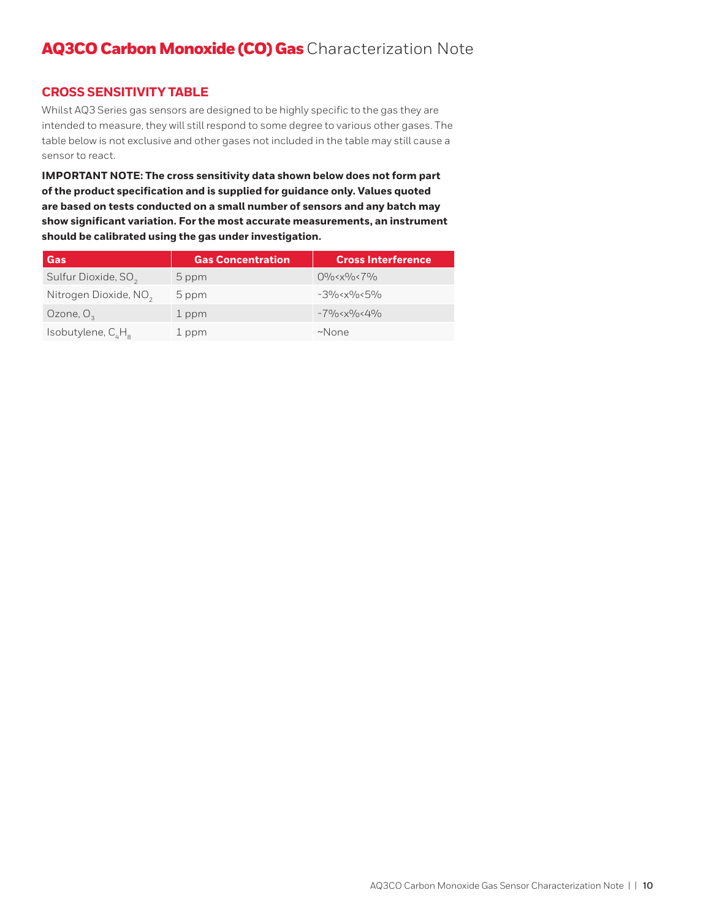# AQ3CO Carbon Monoxide (CO) Gas Characterization Note

## CROSS SENSITIVITY TABLE

Whilst AQ3 Series gas sensors are designed to be highly specific to the gas they are intended to measure, they will still respond to some degree to various other gases. The table below is not exclusive and other gases not included in the table may still cause a sensor to react.

**IMPORTANT NOTE: The cross sensitivity data shown below does not form part of the product specification and is supplied for guidance only. Values quoted are based on tests conducted on a small number of sensors and any batch may show significant variation. For the most accurate measurements, an instrument should be calibrated using the gas under investigation.**

| Gas | Gas Concentration | Cross Interference |
|---|---|---|
| Sulfur Dioxide, $SO_2$ | 5 ppm | 0%<x%<7% |
| Nitrogen Dioxide, $NO_2$ | 5 ppm | -3%<x%<5% |
| Ozone, $O_3$ | 1 ppm | -7%<x%<4% |
| Isobutylene, $C_4H_8$ | 1 ppm | ~None |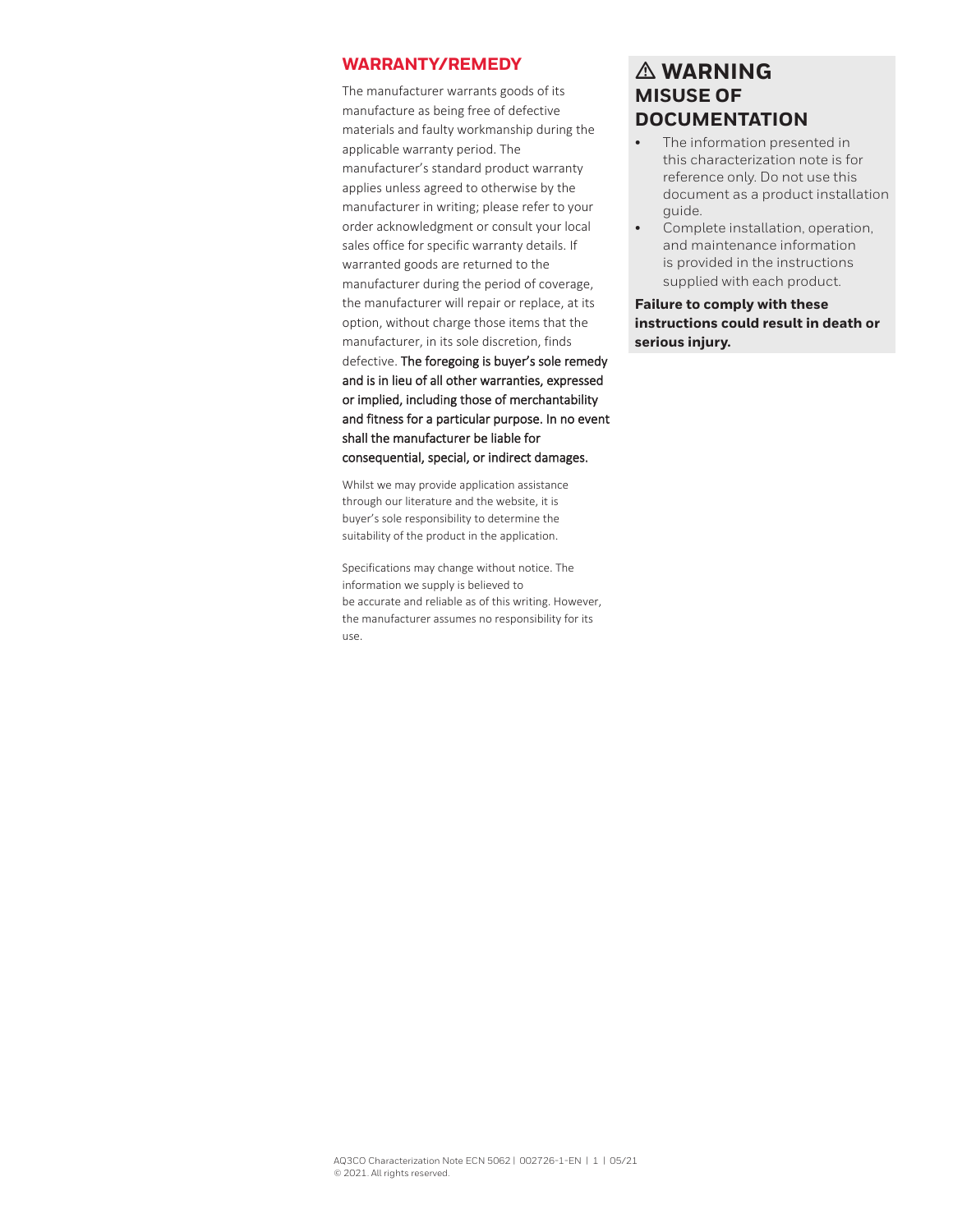## WARRANTY/REMEDY

The manufacturer warrants goods of its manufacture as being free of defective materials and faulty workmanship during the applicable warranty period. The manufacturer's standard product warranty applies unless agreed to otherwise by the manufacturer in writing; please refer to your order acknowledgment or consult your local sales office for specific warranty details. If warranted goods are returned to the manufacturer during the period of coverage, the manufacturer will repair or replace, at its option, without charge those items that the manufacturer, in its sole discretion, finds defective. **The foregoing is buyer's sole remedy and is in lieu of all other warranties, expressed or implied, including those of merchantability and fitness for a particular purpose. In no event shall the manufacturer be liable for consequential, special, or indirect damages.**

Whilst we may provide application assistance through our literature and the website, it is buyer's sole responsibility to determine the suitability of the product in the application.

Specifications may change without notice. The information we supply is believed to be accurate and reliable as of this writing. However, the manufacturer assumes no responsibility for its use.

## ⚠ WARNING MISUSE OF DOCUMENTATION

- The information presented in this characterization note is for reference only. Do not use this document as a product installation guide.
- Complete installation, operation, and maintenance information is provided in the instructions supplied with each product.

**Failure to comply with these instructions could result in death or serious injury.**

AQ3CO Characterization Note ECN 5062 | 002726-1-EN | 1 | 05/21
© 2021. All rights reserved.